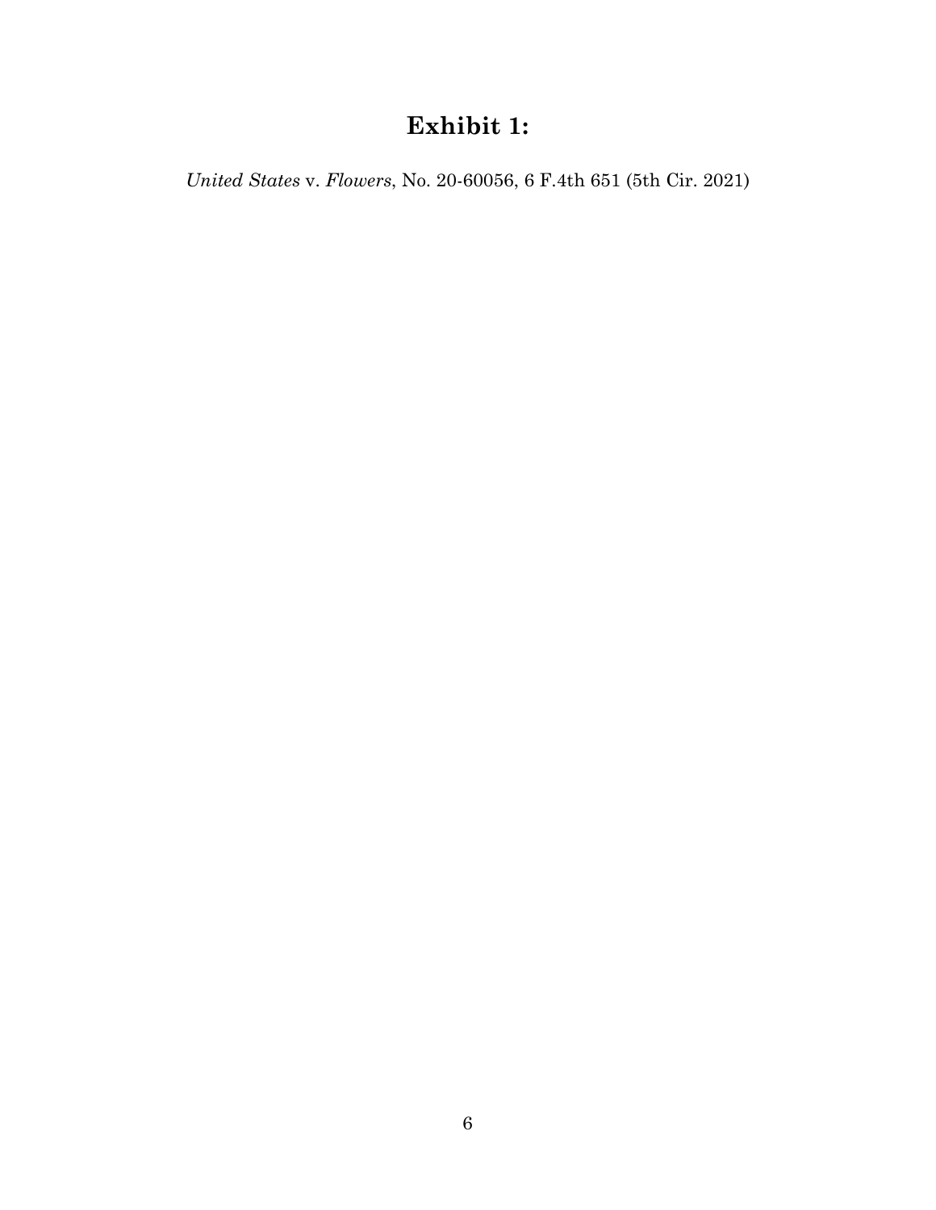# Exhibit 1:

*United States* v. *Flowers*, No. 20-60056, 6 F.4th 651 (5th Cir. 2021)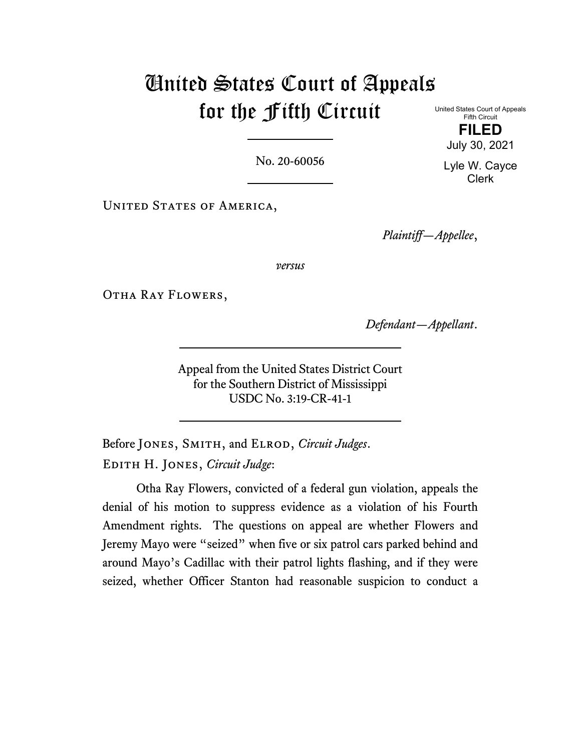# United States Court of Appeals for the Fifth Circuit

United States Court of Appeals
Fifth Circuit

**FILED**

July 30, 2021

Lyle W. Cayce
Clerk

No. 20-60056

United States of America,

*Plaintiff—Appellee*,

*versus*

Otha Ray Flowers,

*Defendant—Appellant*.

Appeal from the United States District Court
for the Southern District of Mississippi
USDC No. 3:19-CR-41-1

Before Jones, Smith, and Elrod, *Circuit Judges*.

Edith H. Jones, *Circuit Judge*:

Otha Ray Flowers, convicted of a federal gun violation, appeals the denial of his motion to suppress evidence as a violation of his Fourth Amendment rights. The questions on appeal are whether Flowers and Jeremy Mayo were "seized" when five or six patrol cars parked behind and around Mayo's Cadillac with their patrol lights flashing, and if they were seized, whether Officer Stanton had reasonable suspicion to conduct a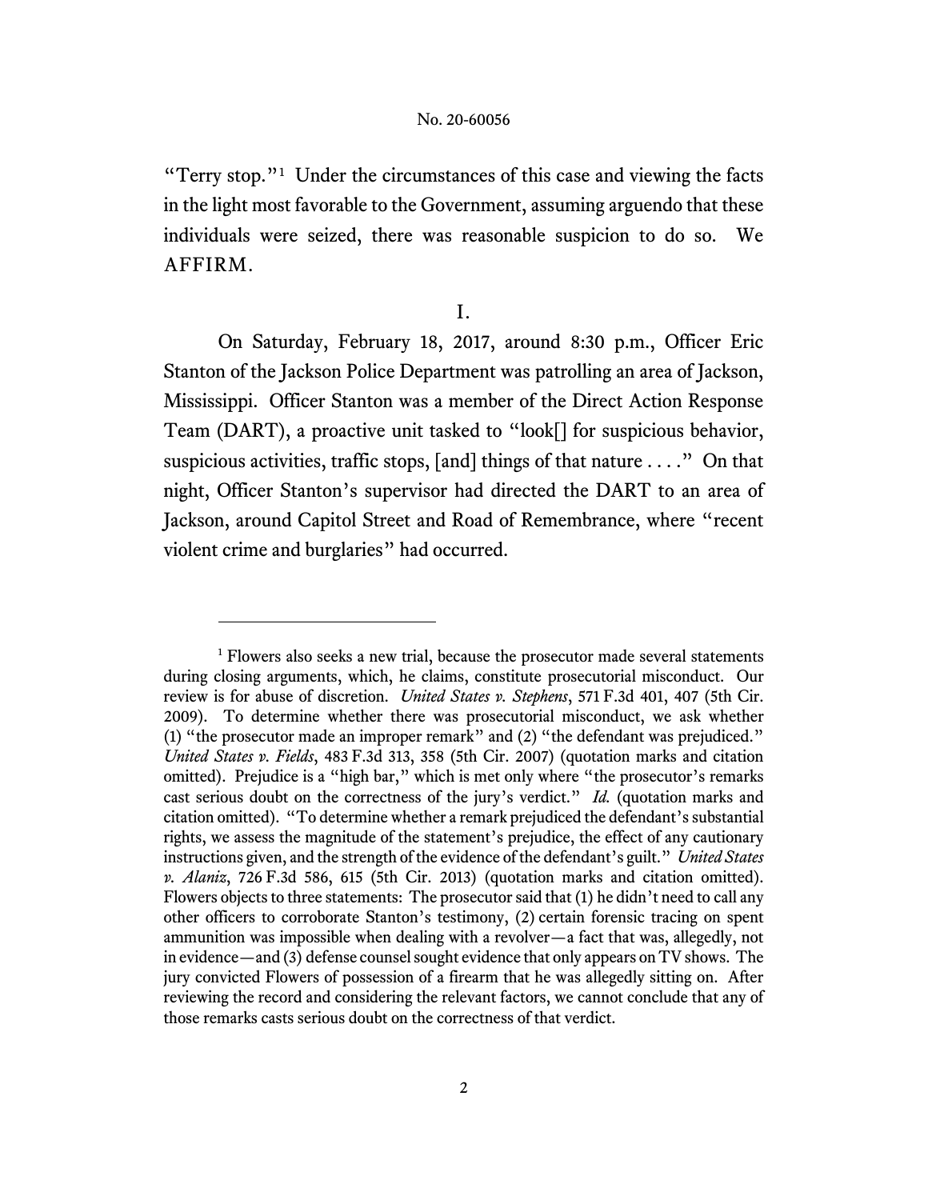"Terry stop."[1] Under the circumstances of this case and viewing the facts in the light most favorable to the Government, assuming arguendo that these individuals were seized, there was reasonable suspicion to do so. We AFFIRM.

I.

On Saturday, February 18, 2017, around 8:30 p.m., Officer Eric Stanton of the Jackson Police Department was patrolling an area of Jackson, Mississippi. Officer Stanton was a member of the Direct Action Response Team (DART), a proactive unit tasked to "look[] for suspicious behavior, suspicious activities, traffic stops, [and] things of that nature . . . ." On that night, Officer Stanton's supervisor had directed the DART to an area of Jackson, around Capitol Street and Road of Remembrance, where "recent violent crime and burglaries" had occurred.

---

[1] Flowers also seeks a new trial, because the prosecutor made several statements during closing arguments, which, he claims, constitute prosecutorial misconduct. Our review is for abuse of discretion. *United States v. Stephens*, 571 F.3d 401, 407 (5th Cir. 2009). To determine whether there was prosecutorial misconduct, we ask whether (1) "the prosecutor made an improper remark" and (2) "the defendant was prejudiced." *United States v. Fields*, 483 F.3d 313, 358 (5th Cir. 2007) (quotation marks and citation omitted). Prejudice is a "high bar," which is met only where "the prosecutor's remarks cast serious doubt on the correctness of the jury's verdict." *Id.* (quotation marks and citation omitted). "To determine whether a remark prejudiced the defendant's substantial rights, we assess the magnitude of the statement's prejudice, the effect of any cautionary instructions given, and the strength of the evidence of the defendant's guilt." *United States v. Alaniz*, 726 F.3d 586, 615 (5th Cir. 2013) (quotation marks and citation omitted). Flowers objects to three statements: The prosecutor said that (1) he didn't need to call any other officers to corroborate Stanton's testimony, (2) certain forensic tracing on spent ammunition was impossible when dealing with a revolver—a fact that was, allegedly, not in evidence—and (3) defense counsel sought evidence that only appears on TV shows. The jury convicted Flowers of possession of a firearm that he was allegedly sitting on. After reviewing the record and considering the relevant factors, we cannot conclude that any of those remarks casts serious doubt on the correctness of that verdict.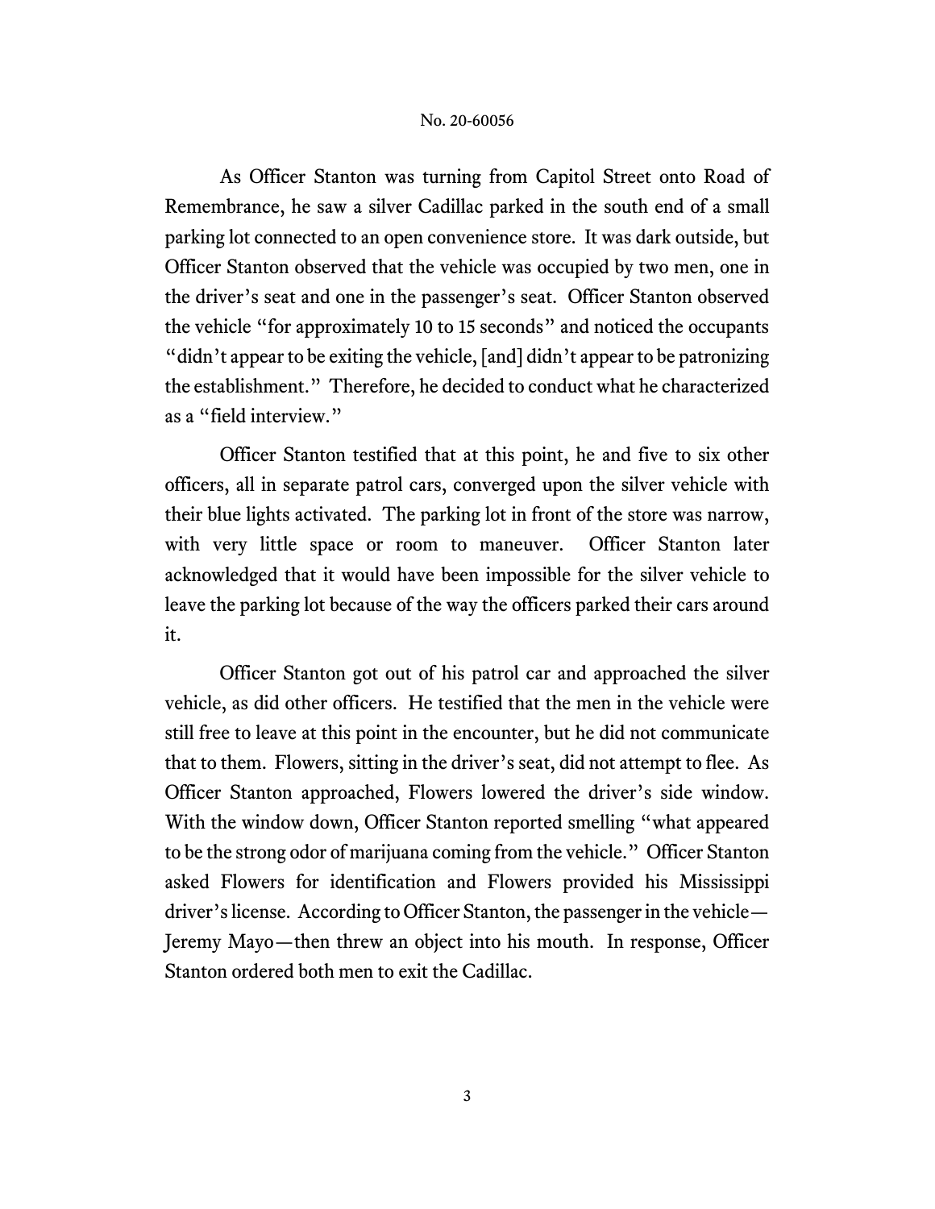As Officer Stanton was turning from Capitol Street onto Road of Remembrance, he saw a silver Cadillac parked in the south end of a small parking lot connected to an open convenience store. It was dark outside, but Officer Stanton observed that the vehicle was occupied by two men, one in the driver's seat and one in the passenger's seat. Officer Stanton observed the vehicle "for approximately 10 to 15 seconds" and noticed the occupants "didn't appear to be exiting the vehicle, [and] didn't appear to be patronizing the establishment." Therefore, he decided to conduct what he characterized as a "field interview."

Officer Stanton testified that at this point, he and five to six other officers, all in separate patrol cars, converged upon the silver vehicle with their blue lights activated. The parking lot in front of the store was narrow, with very little space or room to maneuver. Officer Stanton later acknowledged that it would have been impossible for the silver vehicle to leave the parking lot because of the way the officers parked their cars around it.

Officer Stanton got out of his patrol car and approached the silver vehicle, as did other officers. He testified that the men in the vehicle were still free to leave at this point in the encounter, but he did not communicate that to them. Flowers, sitting in the driver's seat, did not attempt to flee. As Officer Stanton approached, Flowers lowered the driver's side window. With the window down, Officer Stanton reported smelling "what appeared to be the strong odor of marijuana coming from the vehicle." Officer Stanton asked Flowers for identification and Flowers provided his Mississippi driver's license. According to Officer Stanton, the passenger in the vehicle—Jeremy Mayo—then threw an object into his mouth. In response, Officer Stanton ordered both men to exit the Cadillac.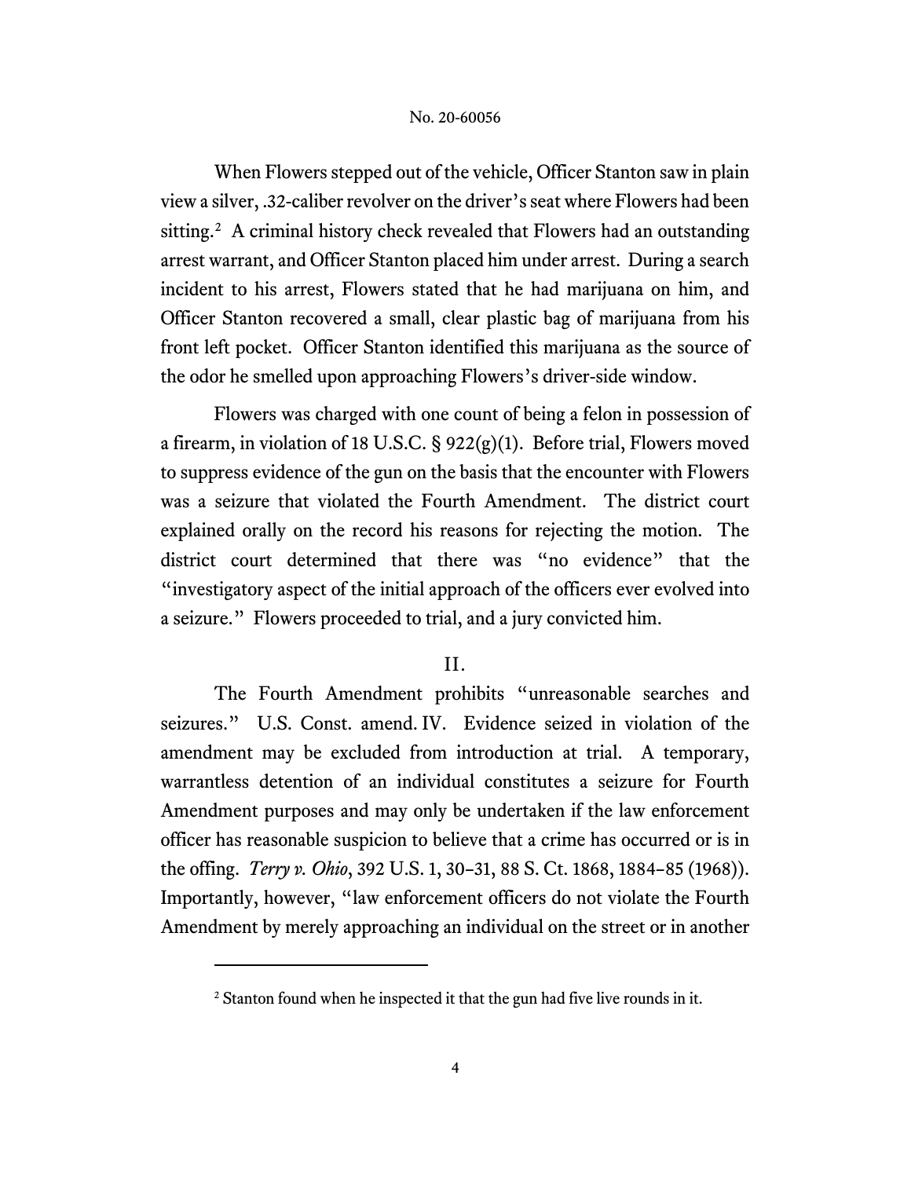When Flowers stepped out of the vehicle, Officer Stanton saw in plain view a silver, .32-caliber revolver on the driver's seat where Flowers had been sitting.[2] A criminal history check revealed that Flowers had an outstanding arrest warrant, and Officer Stanton placed him under arrest. During a search incident to his arrest, Flowers stated that he had marijuana on him, and Officer Stanton recovered a small, clear plastic bag of marijuana from his front left pocket. Officer Stanton identified this marijuana as the source of the odor he smelled upon approaching Flowers's driver-side window.

Flowers was charged with one count of being a felon in possession of a firearm, in violation of 18 U.S.C. § 922(g)(1). Before trial, Flowers moved to suppress evidence of the gun on the basis that the encounter with Flowers was a seizure that violated the Fourth Amendment. The district court explained orally on the record his reasons for rejecting the motion. The district court determined that there was "no evidence" that the "investigatory aspect of the initial approach of the officers ever evolved into a seizure." Flowers proceeded to trial, and a jury convicted him.

## II.

The Fourth Amendment prohibits "unreasonable searches and seizures." U.S. Const. amend. IV. Evidence seized in violation of the amendment may be excluded from introduction at trial. A temporary, warrantless detention of an individual constitutes a seizure for Fourth Amendment purposes and may only be undertaken if the law enforcement officer has reasonable suspicion to believe that a crime has occurred or is in the offing. *Terry v. Ohio*, 392 U.S. 1, 30–31, 88 S. Ct. 1868, 1884–85 (1968)). Importantly, however, "law enforcement officers do not violate the Fourth Amendment by merely approaching an individual on the street or in another

[2] Stanton found when he inspected it that the gun had five live rounds in it.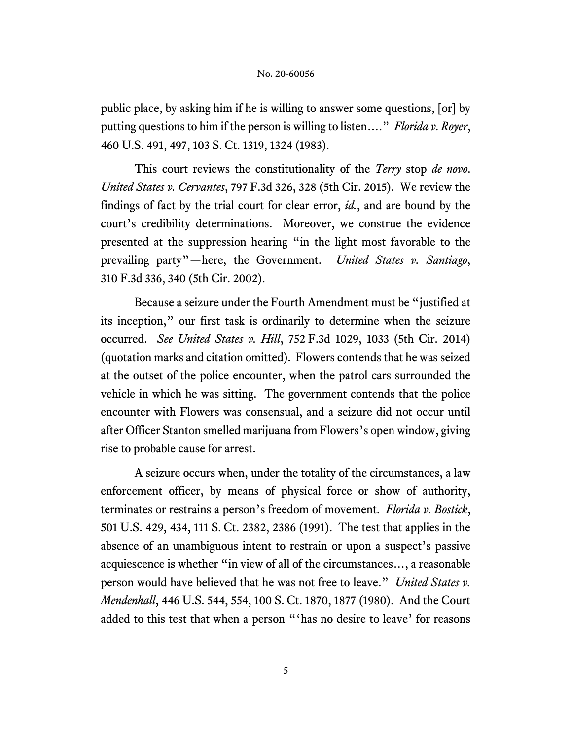public place, by asking him if he is willing to answer some questions, [or] by putting questions to him if the person is willing to listen…." *Florida v. Royer*, 460 U.S. 491, 497, 103 S. Ct. 1319, 1324 (1983).

This court reviews the constitutionality of the *Terry* stop *de novo*. *United States v. Cervantes*, 797 F.3d 326, 328 (5th Cir. 2015). We review the findings of fact by the trial court for clear error, *id.*, and are bound by the court's credibility determinations. Moreover, we construe the evidence presented at the suppression hearing "in the light most favorable to the prevailing party"—here, the Government. *United States v. Santiago*, 310 F.3d 336, 340 (5th Cir. 2002).

Because a seizure under the Fourth Amendment must be "justified at its inception," our first task is ordinarily to determine when the seizure occurred. *See United States v. Hill*, 752 F.3d 1029, 1033 (5th Cir. 2014) (quotation marks and citation omitted). Flowers contends that he was seized at the outset of the police encounter, when the patrol cars surrounded the vehicle in which he was sitting. The government contends that the police encounter with Flowers was consensual, and a seizure did not occur until after Officer Stanton smelled marijuana from Flowers's open window, giving rise to probable cause for arrest.

A seizure occurs when, under the totality of the circumstances, a law enforcement officer, by means of physical force or show of authority, terminates or restrains a person's freedom of movement. *Florida v. Bostick*, 501 U.S. 429, 434, 111 S. Ct. 2382, 2386 (1991). The test that applies in the absence of an unambiguous intent to restrain or upon a suspect's passive acquiescence is whether "in view of all of the circumstances…, a reasonable person would have believed that he was not free to leave." *United States v. Mendenhall*, 446 U.S. 544, 554, 100 S. Ct. 1870, 1877 (1980). And the Court added to this test that when a person "'has no desire to leave' for reasons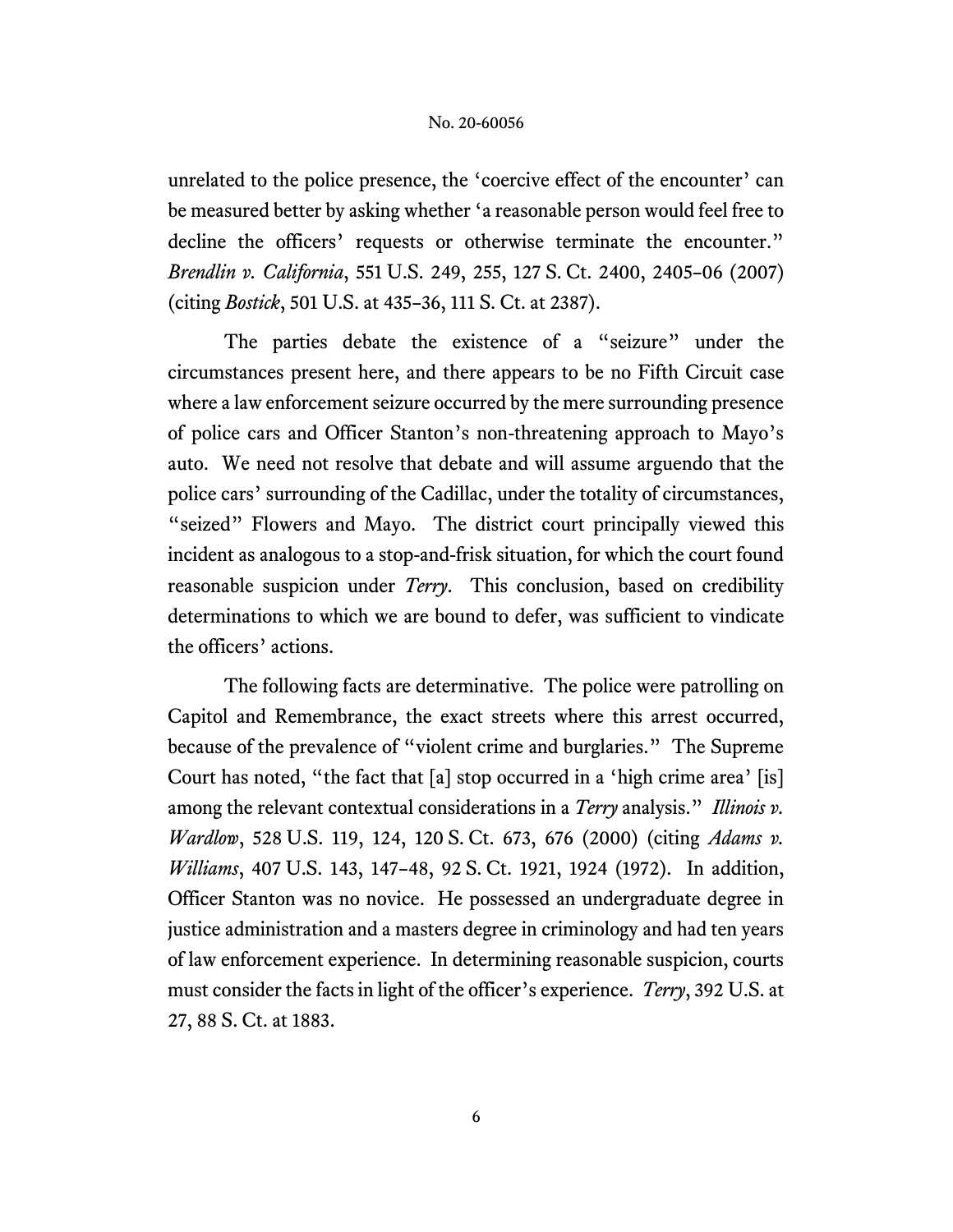unrelated to the police presence, the 'coercive effect of the encounter' can be measured better by asking whether 'a reasonable person would feel free to decline the officers' requests or otherwise terminate the encounter." *Brendlin v. California*, 551 U.S. 249, 255, 127 S. Ct. 2400, 2405–06 (2007) (citing *Bostick*, 501 U.S. at 435–36, 111 S. Ct. at 2387).

The parties debate the existence of a "seizure" under the circumstances present here, and there appears to be no Fifth Circuit case where a law enforcement seizure occurred by the mere surrounding presence of police cars and Officer Stanton's non-threatening approach to Mayo's auto. We need not resolve that debate and will assume arguendo that the police cars' surrounding of the Cadillac, under the totality of circumstances, "seized" Flowers and Mayo. The district court principally viewed this incident as analogous to a stop-and-frisk situation, for which the court found reasonable suspicion under *Terry*. This conclusion, based on credibility determinations to which we are bound to defer, was sufficient to vindicate the officers' actions.

The following facts are determinative. The police were patrolling on Capitol and Remembrance, the exact streets where this arrest occurred, because of the prevalence of "violent crime and burglaries." The Supreme Court has noted, "the fact that [a] stop occurred in a 'high crime area' [is] among the relevant contextual considerations in a *Terry* analysis." *Illinois v. Wardlow*, 528 U.S. 119, 124, 120 S. Ct. 673, 676 (2000) (citing *Adams v. Williams*, 407 U.S. 143, 147–48, 92 S. Ct. 1921, 1924 (1972). In addition, Officer Stanton was no novice. He possessed an undergraduate degree in justice administration and a masters degree in criminology and had ten years of law enforcement experience. In determining reasonable suspicion, courts must consider the facts in light of the officer's experience. *Terry*, 392 U.S. at 27, 88 S. Ct. at 1883.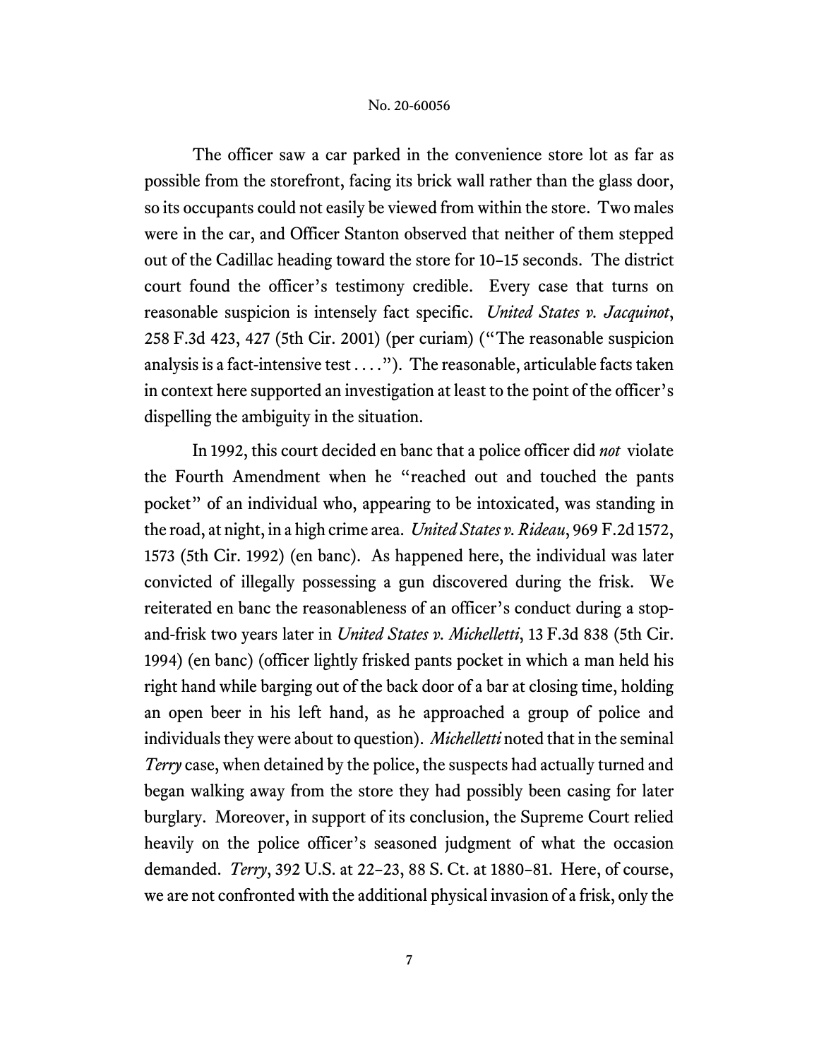The officer saw a car parked in the convenience store lot as far as possible from the storefront, facing its brick wall rather than the glass door, so its occupants could not easily be viewed from within the store. Two males were in the car, and Officer Stanton observed that neither of them stepped out of the Cadillac heading toward the store for 10–15 seconds. The district court found the officer's testimony credible. Every case that turns on reasonable suspicion is intensely fact specific. *United States v. Jacquinot*, 258 F.3d 423, 427 (5th Cir. 2001) (per curiam) ("The reasonable suspicion analysis is a fact-intensive test . . . ."). The reasonable, articulable facts taken in context here supported an investigation at least to the point of the officer's dispelling the ambiguity in the situation.

In 1992, this court decided en banc that a police officer did *not* violate the Fourth Amendment when he "reached out and touched the pants pocket" of an individual who, appearing to be intoxicated, was standing in the road, at night, in a high crime area. *United States v. Rideau*, 969 F.2d 1572, 1573 (5th Cir. 1992) (en banc). As happened here, the individual was later convicted of illegally possessing a gun discovered during the frisk. We reiterated en banc the reasonableness of an officer's conduct during a stop-and-frisk two years later in *United States v. Michelletti*, 13 F.3d 838 (5th Cir. 1994) (en banc) (officer lightly frisked pants pocket in which a man held his right hand while barging out of the back door of a bar at closing time, holding an open beer in his left hand, as he approached a group of police and individuals they were about to question). *Michelletti* noted that in the seminal *Terry* case, when detained by the police, the suspects had actually turned and began walking away from the store they had possibly been casing for later burglary. Moreover, in support of its conclusion, the Supreme Court relied heavily on the police officer's seasoned judgment of what the occasion demanded. *Terry*, 392 U.S. at 22–23, 88 S. Ct. at 1880–81. Here, of course, we are not confronted with the additional physical invasion of a frisk, only the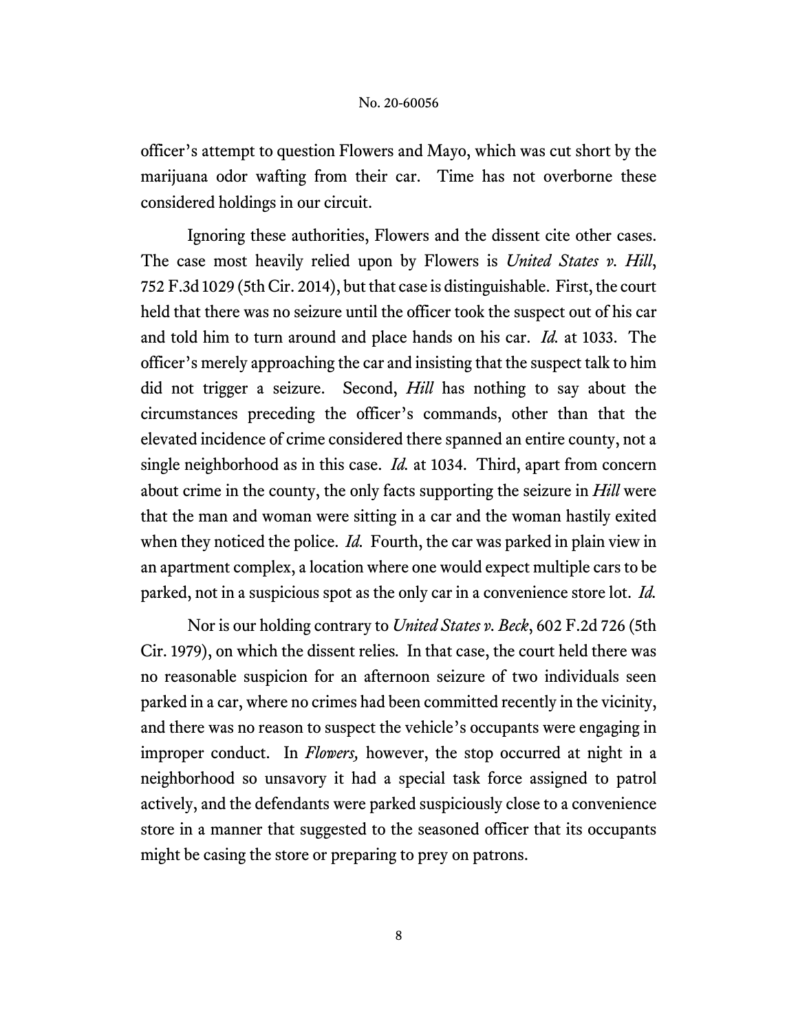officer's attempt to question Flowers and Mayo, which was cut short by the marijuana odor wafting from their car. Time has not overborne these considered holdings in our circuit.

Ignoring these authorities, Flowers and the dissent cite other cases. The case most heavily relied upon by Flowers is *United States v. Hill*, 752 F.3d 1029 (5th Cir. 2014), but that case is distinguishable. First, the court held that there was no seizure until the officer took the suspect out of his car and told him to turn around and place hands on his car. *Id.* at 1033. The officer's merely approaching the car and insisting that the suspect talk to him did not trigger a seizure. Second, *Hill* has nothing to say about the circumstances preceding the officer's commands, other than that the elevated incidence of crime considered there spanned an entire county, not a single neighborhood as in this case. *Id.* at 1034. Third, apart from concern about crime in the county, the only facts supporting the seizure in *Hill* were that the man and woman were sitting in a car and the woman hastily exited when they noticed the police. *Id.* Fourth, the car was parked in plain view in an apartment complex, a location where one would expect multiple cars to be parked, not in a suspicious spot as the only car in a convenience store lot. *Id.*

Nor is our holding contrary to *United States v. Beck*, 602 F.2d 726 (5th Cir. 1979), on which the dissent relies. In that case, the court held there was no reasonable suspicion for an afternoon seizure of two individuals seen parked in a car, where no crimes had been committed recently in the vicinity, and there was no reason to suspect the vehicle's occupants were engaging in improper conduct. In *Flowers,* however, the stop occurred at night in a neighborhood so unsavory it had a special task force assigned to patrol actively, and the defendants were parked suspiciously close to a convenience store in a manner that suggested to the seasoned officer that its occupants might be casing the store or preparing to prey on patrons.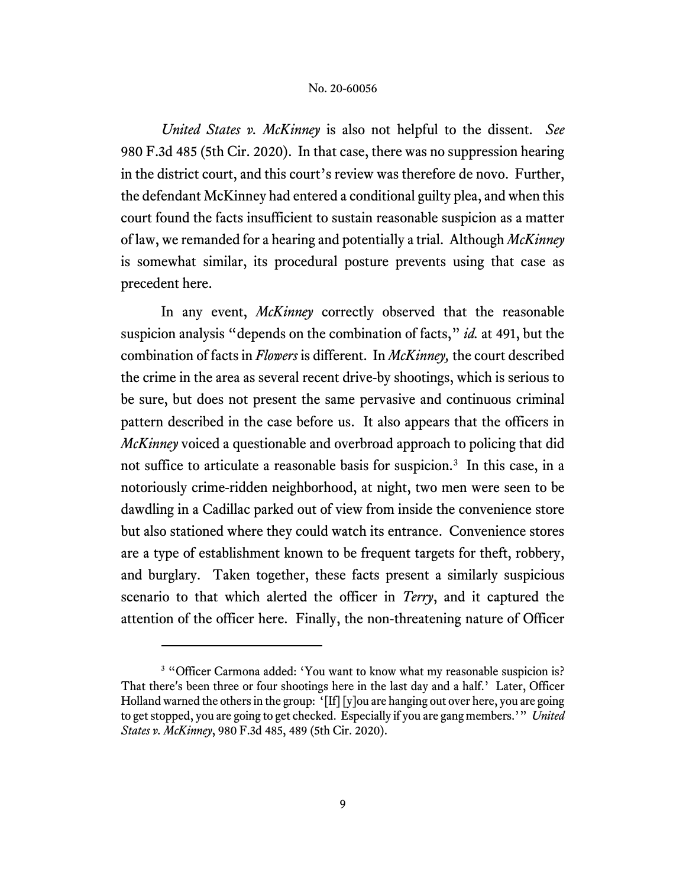*United States v. McKinney* is also not helpful to the dissent. *See* 980 F.3d 485 (5th Cir. 2020). In that case, there was no suppression hearing in the district court, and this court's review was therefore de novo. Further, the defendant McKinney had entered a conditional guilty plea, and when this court found the facts insufficient to sustain reasonable suspicion as a matter of law, we remanded for a hearing and potentially a trial. Although *McKinney* is somewhat similar, its procedural posture prevents using that case as precedent here.

In any event, *McKinney* correctly observed that the reasonable suspicion analysis "depends on the combination of facts," *id.* at 491, but the combination of facts in *Flowers* is different. In *McKinney,* the court described the crime in the area as several recent drive-by shootings, which is serious to be sure, but does not present the same pervasive and continuous criminal pattern described in the case before us. It also appears that the officers in *McKinney* voiced a questionable and overbroad approach to policing that did not suffice to articulate a reasonable basis for suspicion.[3] In this case, in a notoriously crime-ridden neighborhood, at night, two men were seen to be dawdling in a Cadillac parked out of view from inside the convenience store but also stationed where they could watch its entrance. Convenience stores are a type of establishment known to be frequent targets for theft, robbery, and burglary. Taken together, these facts present a similarly suspicious scenario to that which alerted the officer in *Terry*, and it captured the attention of the officer here. Finally, the non-threatening nature of Officer

---

[3] "Officer Carmona added: 'You want to know what my reasonable suspicion is? That there's been three or four shootings here in the last day and a half.' Later, Officer Holland warned the others in the group: '[If] [y]ou are hanging out over here, you are going to get stopped, you are going to get checked. Especially if you are gang members.'" *United States v. McKinney*, 980 F.3d 485, 489 (5th Cir. 2020).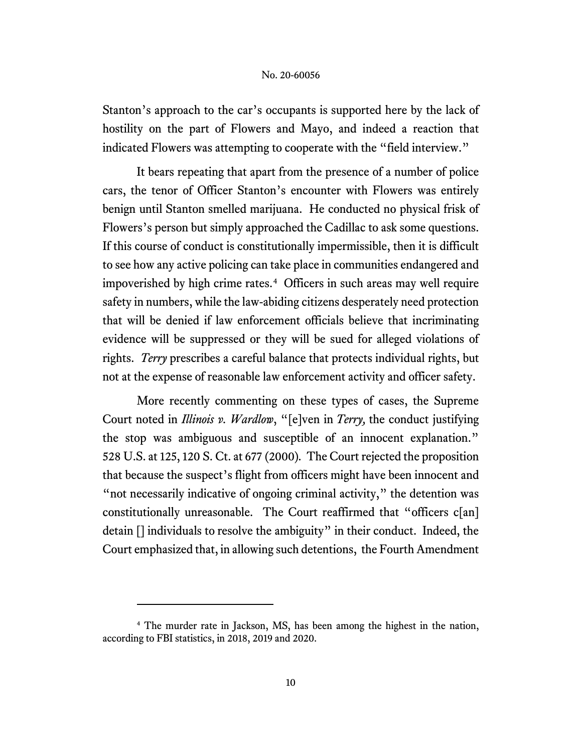Stanton's approach to the car's occupants is supported here by the lack of hostility on the part of Flowers and Mayo, and indeed a reaction that indicated Flowers was attempting to cooperate with the "field interview."

It bears repeating that apart from the presence of a number of police cars, the tenor of Officer Stanton's encounter with Flowers was entirely benign until Stanton smelled marijuana. He conducted no physical frisk of Flowers's person but simply approached the Cadillac to ask some questions. If this course of conduct is constitutionally impermissible, then it is difficult to see how any active policing can take place in communities endangered and impoverished by high crime rates.[4] Officers in such areas may well require safety in numbers, while the law-abiding citizens desperately need protection that will be denied if law enforcement officials believe that incriminating evidence will be suppressed or they will be sued for alleged violations of rights. *Terry* prescribes a careful balance that protects individual rights, but not at the expense of reasonable law enforcement activity and officer safety.

More recently commenting on these types of cases, the Supreme Court noted in *Illinois v. Wardlow*, "[e]ven in *Terry,* the conduct justifying the stop was ambiguous and susceptible of an innocent explanation." 528 U.S. at 125, 120 S. Ct. at 677 (2000). The Court rejected the proposition that because the suspect's flight from officers might have been innocent and "not necessarily indicative of ongoing criminal activity," the detention was constitutionally unreasonable. The Court reaffirmed that "officers c[an] detain [] individuals to resolve the ambiguity" in their conduct. Indeed, the Court emphasized that, in allowing such detentions, the Fourth Amendment

---

[4] The murder rate in Jackson, MS, has been among the highest in the nation, according to FBI statistics, in 2018, 2019 and 2020.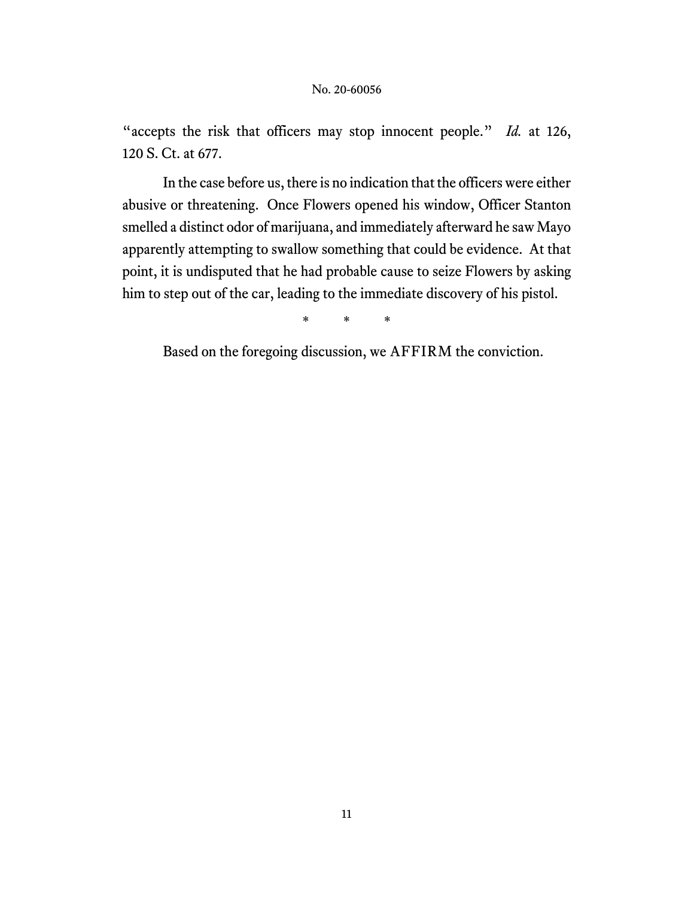"accepts the risk that officers may stop innocent people." *Id.* at 126, 120 S. Ct. at 677.

In the case before us, there is no indication that the officers were either abusive or threatening. Once Flowers opened his window, Officer Stanton smelled a distinct odor of marijuana, and immediately afterward he saw Mayo apparently attempting to swallow something that could be evidence. At that point, it is undisputed that he had probable cause to seize Flowers by asking him to step out of the car, leading to the immediate discovery of his pistol.

\* \* \*

Based on the foregoing discussion, we AFFIRM the conviction.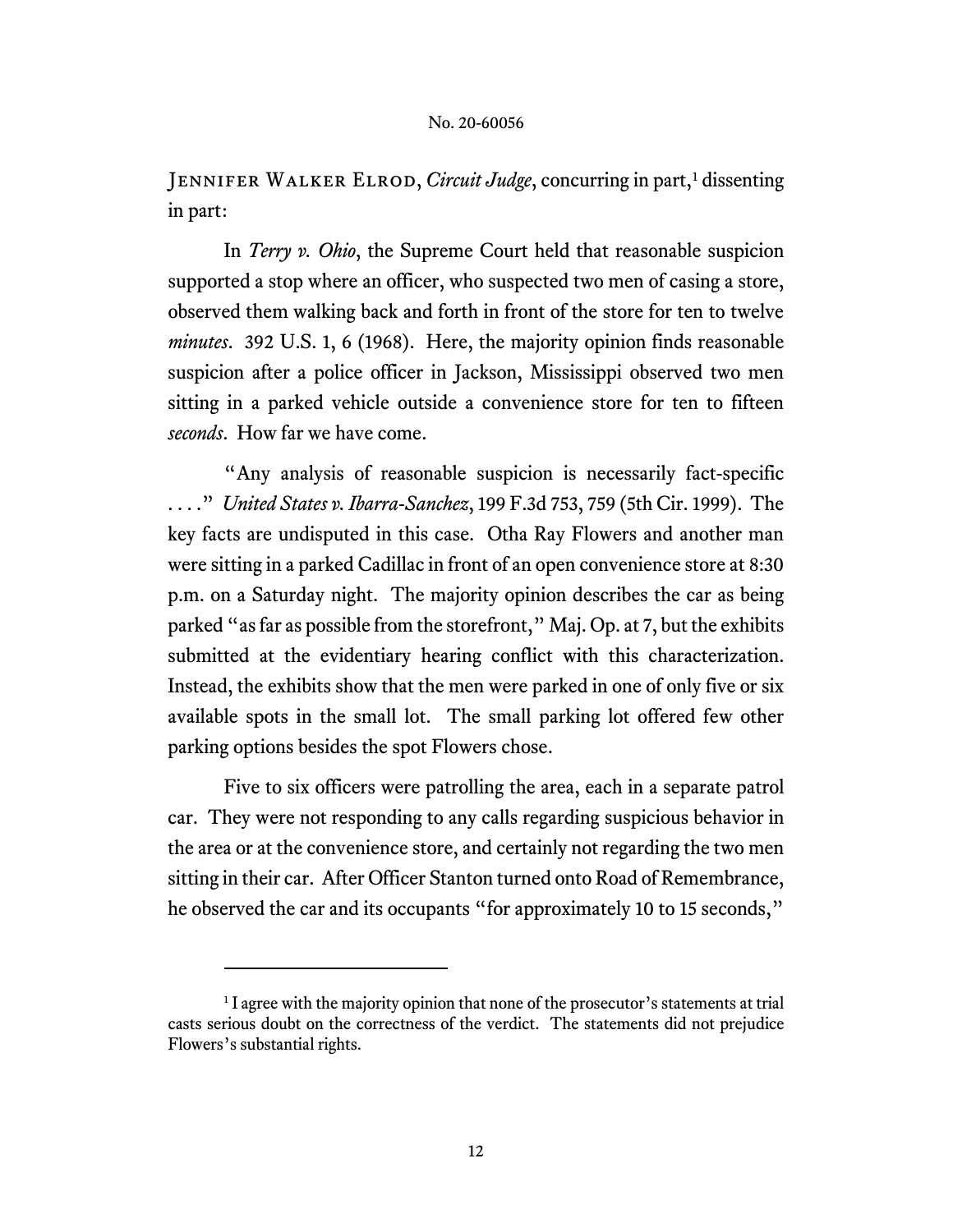JENNIFER WALKER ELROD, *Circuit Judge*, concurring in part,[1] dissenting in part:

In *Terry v. Ohio*, the Supreme Court held that reasonable suspicion supported a stop where an officer, who suspected two men of casing a store, observed them walking back and forth in front of the store for ten to twelve *minutes*. 392 U.S. 1, 6 (1968). Here, the majority opinion finds reasonable suspicion after a police officer in Jackson, Mississippi observed two men sitting in a parked vehicle outside a convenience store for ten to fifteen *seconds*. How far we have come.

"Any analysis of reasonable suspicion is necessarily fact-specific . . . ." *United States v. Ibarra-Sanchez*, 199 F.3d 753, 759 (5th Cir. 1999). The key facts are undisputed in this case. Otha Ray Flowers and another man were sitting in a parked Cadillac in front of an open convenience store at 8:30 p.m. on a Saturday night. The majority opinion describes the car as being parked "as far as possible from the storefront," Maj. Op. at 7, but the exhibits submitted at the evidentiary hearing conflict with this characterization. Instead, the exhibits show that the men were parked in one of only five or six available spots in the small lot. The small parking lot offered few other parking options besides the spot Flowers chose.

Five to six officers were patrolling the area, each in a separate patrol car. They were not responding to any calls regarding suspicious behavior in the area or at the convenience store, and certainly not regarding the two men sitting in their car. After Officer Stanton turned onto Road of Remembrance, he observed the car and its occupants "for approximately 10 to 15 seconds,"

---

[1] I agree with the majority opinion that none of the prosecutor's statements at trial casts serious doubt on the correctness of the verdict. The statements did not prejudice Flowers's substantial rights.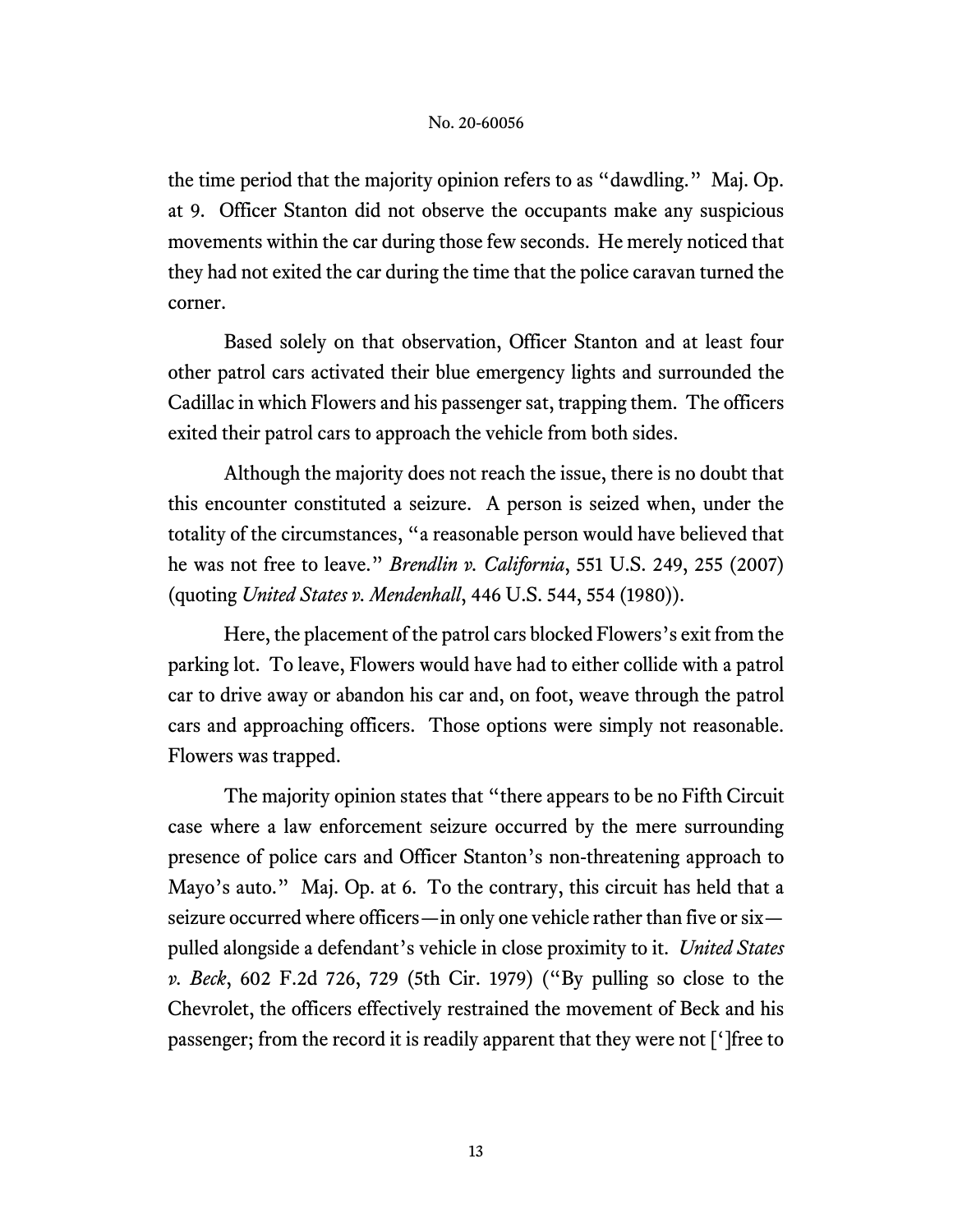the time period that the majority opinion refers to as "dawdling." Maj. Op. at 9. Officer Stanton did not observe the occupants make any suspicious movements within the car during those few seconds. He merely noticed that they had not exited the car during the time that the police caravan turned the corner.

Based solely on that observation, Officer Stanton and at least four other patrol cars activated their blue emergency lights and surrounded the Cadillac in which Flowers and his passenger sat, trapping them. The officers exited their patrol cars to approach the vehicle from both sides.

Although the majority does not reach the issue, there is no doubt that this encounter constituted a seizure. A person is seized when, under the totality of the circumstances, "a reasonable person would have believed that he was not free to leave." *Brendlin v. California*, 551 U.S. 249, 255 (2007) (quoting *United States v. Mendenhall*, 446 U.S. 544, 554 (1980)).

Here, the placement of the patrol cars blocked Flowers's exit from the parking lot. To leave, Flowers would have had to either collide with a patrol car to drive away or abandon his car and, on foot, weave through the patrol cars and approaching officers. Those options were simply not reasonable. Flowers was trapped.

The majority opinion states that "there appears to be no Fifth Circuit case where a law enforcement seizure occurred by the mere surrounding presence of police cars and Officer Stanton's non-threatening approach to Mayo's auto." Maj. Op. at 6. To the contrary, this circuit has held that a seizure occurred where officers—in only one vehicle rather than five or six—pulled alongside a defendant's vehicle in close proximity to it. *United States v. Beck*, 602 F.2d 726, 729 (5th Cir. 1979) ("By pulling so close to the Chevrolet, the officers effectively restrained the movement of Beck and his passenger; from the record it is readily apparent that they were not [']free to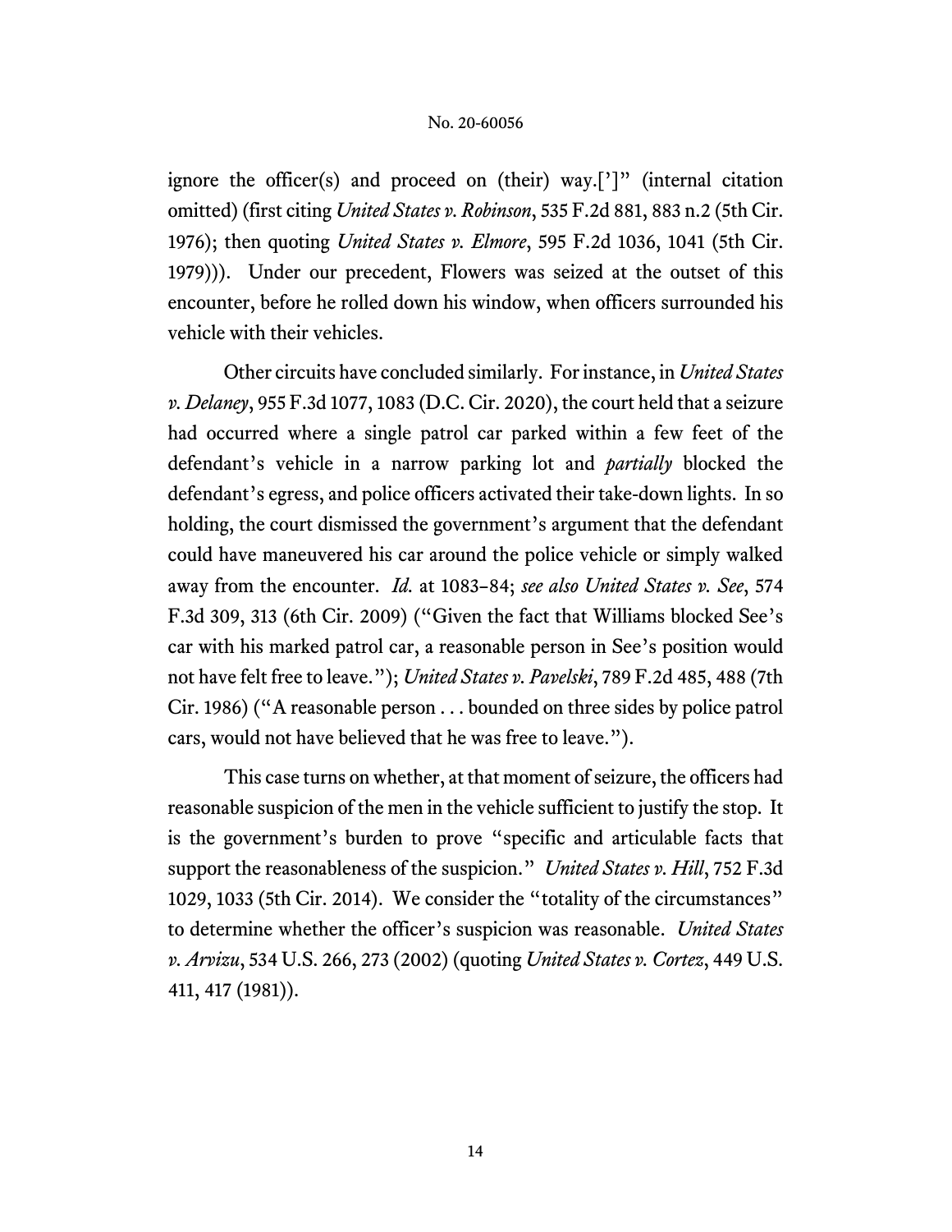ignore the officer(s) and proceed on (their) way.[']" (internal citation omitted) (first citing *United States v. Robinson*, 535 F.2d 881, 883 n.2 (5th Cir. 1976); then quoting *United States v. Elmore*, 595 F.2d 1036, 1041 (5th Cir. 1979))). Under our precedent, Flowers was seized at the outset of this encounter, before he rolled down his window, when officers surrounded his vehicle with their vehicles.

Other circuits have concluded similarly. For instance, in *United States v. Delaney*, 955 F.3d 1077, 1083 (D.C. Cir. 2020), the court held that a seizure had occurred where a single patrol car parked within a few feet of the defendant's vehicle in a narrow parking lot and *partially* blocked the defendant's egress, and police officers activated their take-down lights. In so holding, the court dismissed the government's argument that the defendant could have maneuvered his car around the police vehicle or simply walked away from the encounter. *Id.* at 1083–84; *see also United States v. See*, 574 F.3d 309, 313 (6th Cir. 2009) ("Given the fact that Williams blocked See's car with his marked patrol car, a reasonable person in See's position would not have felt free to leave."); *United States v. Pavelski*, 789 F.2d 485, 488 (7th Cir. 1986) ("A reasonable person . . . bounded on three sides by police patrol cars, would not have believed that he was free to leave.").

This case turns on whether, at that moment of seizure, the officers had reasonable suspicion of the men in the vehicle sufficient to justify the stop. It is the government's burden to prove "specific and articulable facts that support the reasonableness of the suspicion." *United States v. Hill*, 752 F.3d 1029, 1033 (5th Cir. 2014). We consider the "totality of the circumstances" to determine whether the officer's suspicion was reasonable. *United States v. Arvizu*, 534 U.S. 266, 273 (2002) (quoting *United States v. Cortez*, 449 U.S. 411, 417 (1981)).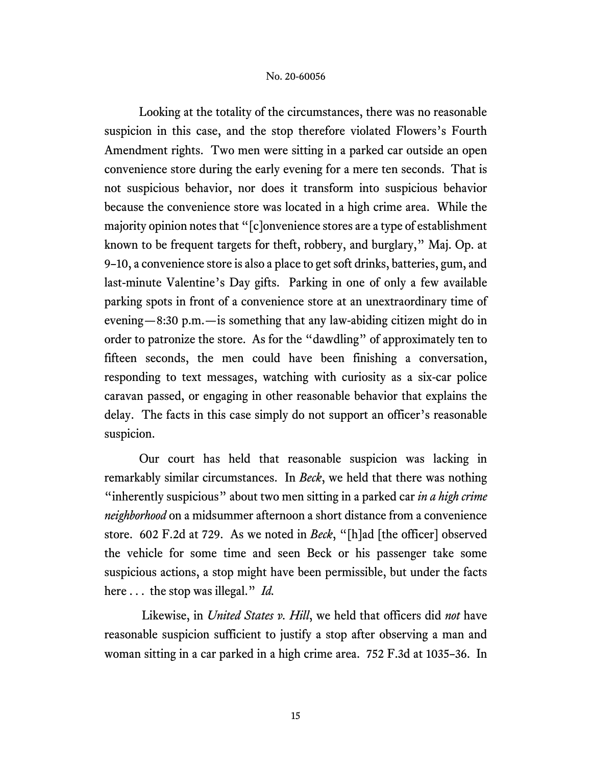Looking at the totality of the circumstances, there was no reasonable suspicion in this case, and the stop therefore violated Flowers's Fourth Amendment rights. Two men were sitting in a parked car outside an open convenience store during the early evening for a mere ten seconds. That is not suspicious behavior, nor does it transform into suspicious behavior because the convenience store was located in a high crime area. While the majority opinion notes that "[c]onvenience stores are a type of establishment known to be frequent targets for theft, robbery, and burglary," Maj. Op. at 9–10, a convenience store is also a place to get soft drinks, batteries, gum, and last-minute Valentine's Day gifts. Parking in one of only a few available parking spots in front of a convenience store at an unextraordinary time of evening—8:30 p.m.—is something that any law-abiding citizen might do in order to patronize the store. As for the "dawdling" of approximately ten to fifteen seconds, the men could have been finishing a conversation, responding to text messages, watching with curiosity as a six-car police caravan passed, or engaging in other reasonable behavior that explains the delay. The facts in this case simply do not support an officer's reasonable suspicion.

Our court has held that reasonable suspicion was lacking in remarkably similar circumstances. In *Beck*, we held that there was nothing "inherently suspicious" about two men sitting in a parked car *in a high crime neighborhood* on a midsummer afternoon a short distance from a convenience store. 602 F.2d at 729. As we noted in *Beck*, "[h]ad [the officer] observed the vehicle for some time and seen Beck or his passenger take some suspicious actions, a stop might have been permissible, but under the facts here . . . the stop was illegal." *Id.*

Likewise, in *United States v. Hill*, we held that officers did *not* have reasonable suspicion sufficient to justify a stop after observing a man and woman sitting in a car parked in a high crime area. 752 F.3d at 1035–36. In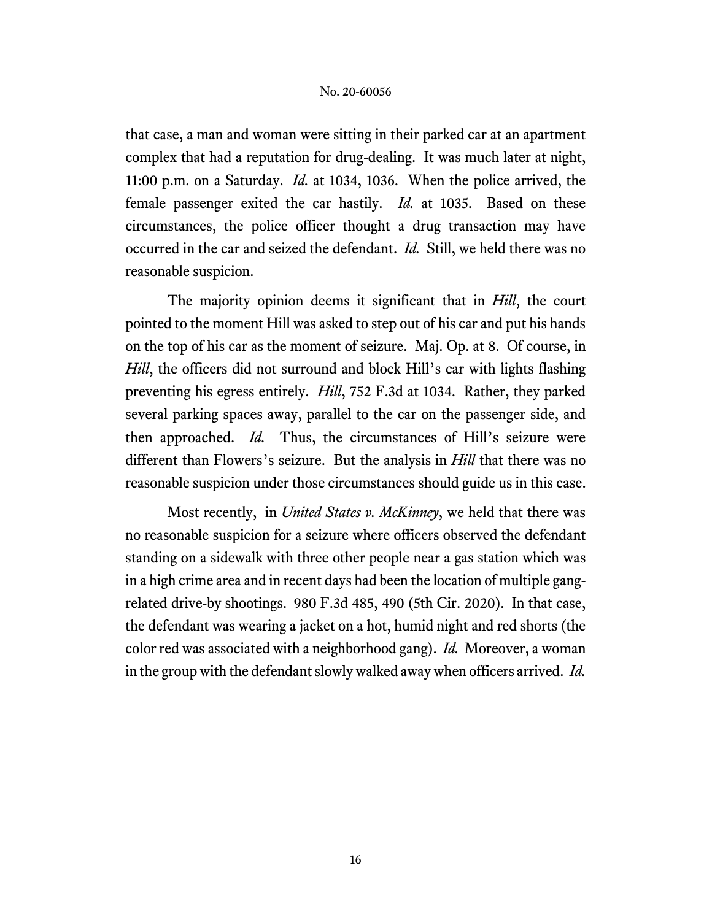that case, a man and woman were sitting in their parked car at an apartment complex that had a reputation for drug-dealing. It was much later at night, 11:00 p.m. on a Saturday. *Id.* at 1034, 1036. When the police arrived, the female passenger exited the car hastily. *Id.* at 1035. Based on these circumstances, the police officer thought a drug transaction may have occurred in the car and seized the defendant. *Id.* Still, we held there was no reasonable suspicion.

The majority opinion deems it significant that in *Hill*, the court pointed to the moment Hill was asked to step out of his car and put his hands on the top of his car as the moment of seizure. Maj. Op. at 8. Of course, in *Hill*, the officers did not surround and block Hill's car with lights flashing preventing his egress entirely. *Hill*, 752 F.3d at 1034. Rather, they parked several parking spaces away, parallel to the car on the passenger side, and then approached. *Id.* Thus, the circumstances of Hill's seizure were different than Flowers's seizure. But the analysis in *Hill* that there was no reasonable suspicion under those circumstances should guide us in this case.

Most recently, in *United States v. McKinney*, we held that there was no reasonable suspicion for a seizure where officers observed the defendant standing on a sidewalk with three other people near a gas station which was in a high crime area and in recent days had been the location of multiple gang-related drive-by shootings. 980 F.3d 485, 490 (5th Cir. 2020). In that case, the defendant was wearing a jacket on a hot, humid night and red shorts (the color red was associated with a neighborhood gang). *Id.* Moreover, a woman in the group with the defendant slowly walked away when officers arrived. *Id.*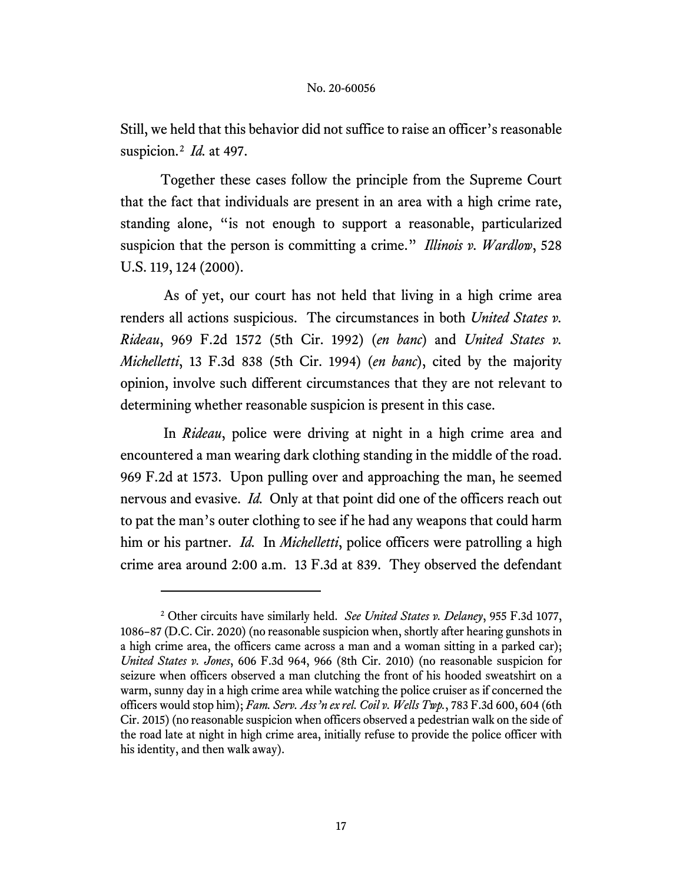Still, we held that this behavior did not suffice to raise an officer's reasonable suspicion.[2] *Id.* at 497.

Together these cases follow the principle from the Supreme Court that the fact that individuals are present in an area with a high crime rate, standing alone, "is not enough to support a reasonable, particularized suspicion that the person is committing a crime." *Illinois v. Wardlow*, 528 U.S. 119, 124 (2000).

As of yet, our court has not held that living in a high crime area renders all actions suspicious. The circumstances in both *United States v. Rideau*, 969 F.2d 1572 (5th Cir. 1992) (*en banc*) and *United States v. Michelletti*, 13 F.3d 838 (5th Cir. 1994) (*en banc*), cited by the majority opinion, involve such different circumstances that they are not relevant to determining whether reasonable suspicion is present in this case.

In *Rideau*, police were driving at night in a high crime area and encountered a man wearing dark clothing standing in the middle of the road. 969 F.2d at 1573. Upon pulling over and approaching the man, he seemed nervous and evasive. *Id.* Only at that point did one of the officers reach out to pat the man's outer clothing to see if he had any weapons that could harm him or his partner. *Id.* In *Michelletti*, police officers were patrolling a high crime area around 2:00 a.m. 13 F.3d at 839. They observed the defendant

---

[2] Other circuits have similarly held. *See United States v. Delaney*, 955 F.3d 1077, 1086–87 (D.C. Cir. 2020) (no reasonable suspicion when, shortly after hearing gunshots in a high crime area, the officers came across a man and a woman sitting in a parked car); *United States v. Jones*, 606 F.3d 964, 966 (8th Cir. 2010) (no reasonable suspicion for seizure when officers observed a man clutching the front of his hooded sweatshirt on a warm, sunny day in a high crime area while watching the police cruiser as if concerned the officers would stop him); *Fam. Serv. Ass'n ex rel. Coil v. Wells Twp.*, 783 F.3d 600, 604 (6th Cir. 2015) (no reasonable suspicion when officers observed a pedestrian walk on the side of the road late at night in high crime area, initially refuse to provide the police officer with his identity, and then walk away).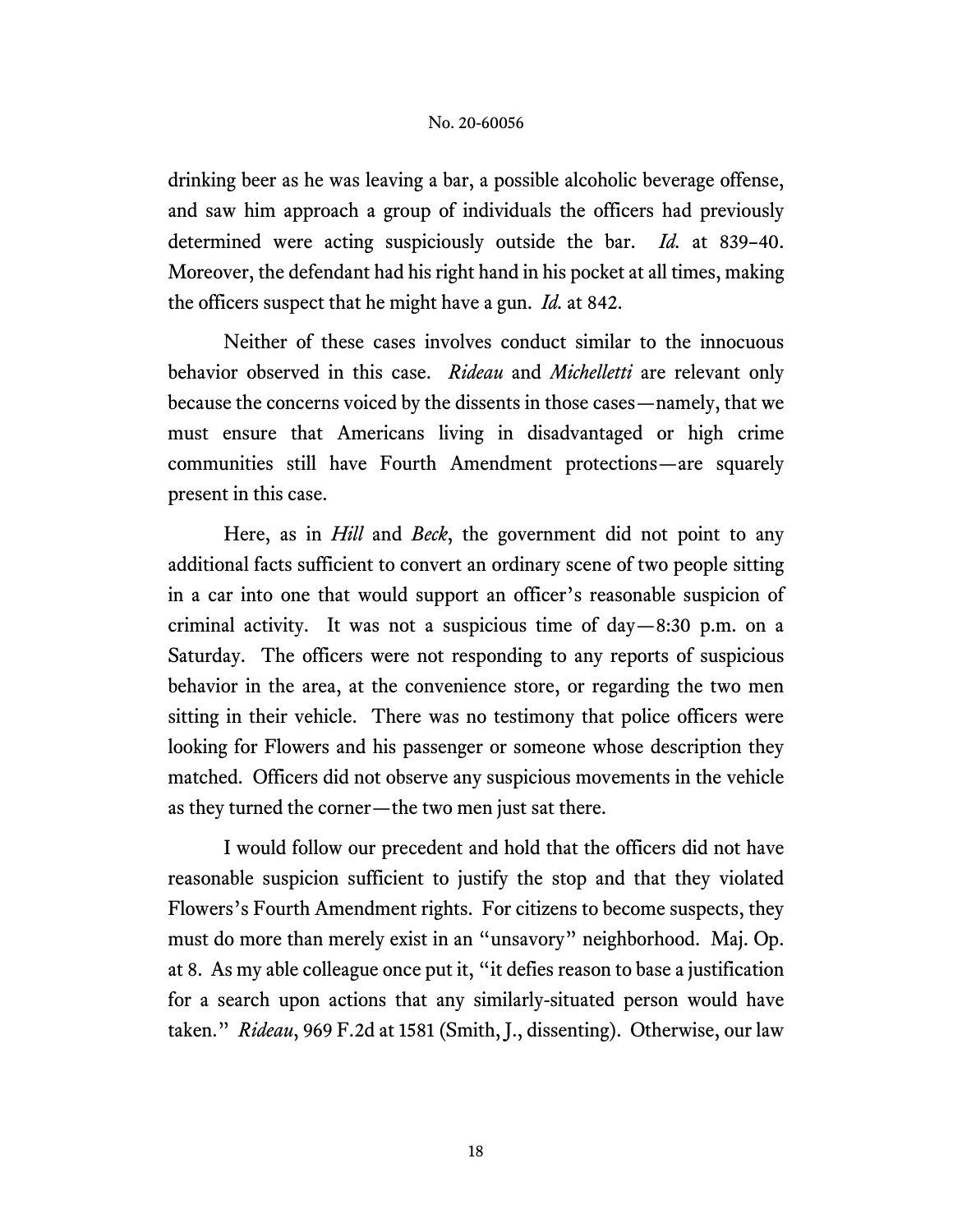drinking beer as he was leaving a bar, a possible alcoholic beverage offense, and saw him approach a group of individuals the officers had previously determined were acting suspiciously outside the bar. *Id.* at 839–40. Moreover, the defendant had his right hand in his pocket at all times, making the officers suspect that he might have a gun. *Id.* at 842.

Neither of these cases involves conduct similar to the innocuous behavior observed in this case. *Rideau* and *Michelletti* are relevant only because the concerns voiced by the dissents in those cases—namely, that we must ensure that Americans living in disadvantaged or high crime communities still have Fourth Amendment protections—are squarely present in this case.

Here, as in *Hill* and *Beck*, the government did not point to any additional facts sufficient to convert an ordinary scene of two people sitting in a car into one that would support an officer's reasonable suspicion of criminal activity. It was not a suspicious time of day—8:30 p.m. on a Saturday. The officers were not responding to any reports of suspicious behavior in the area, at the convenience store, or regarding the two men sitting in their vehicle. There was no testimony that police officers were looking for Flowers and his passenger or someone whose description they matched. Officers did not observe any suspicious movements in the vehicle as they turned the corner—the two men just sat there.

I would follow our precedent and hold that the officers did not have reasonable suspicion sufficient to justify the stop and that they violated Flowers's Fourth Amendment rights. For citizens to become suspects, they must do more than merely exist in an "unsavory" neighborhood. Maj. Op. at 8. As my able colleague once put it, "it defies reason to base a justification for a search upon actions that any similarly-situated person would have taken." *Rideau*, 969 F.2d at 1581 (Smith, J., dissenting). Otherwise, our law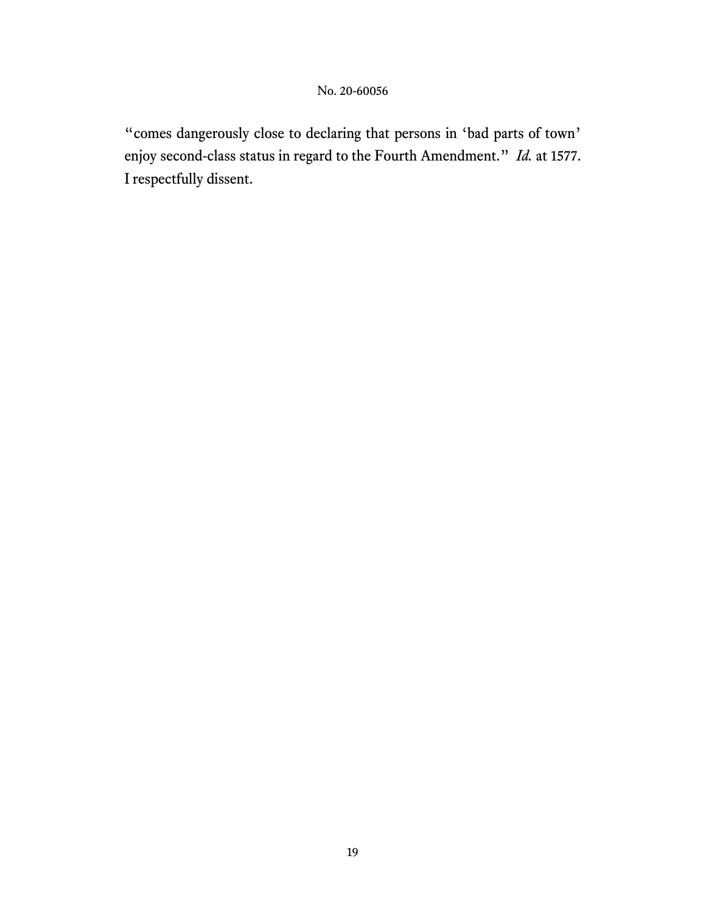"comes dangerously close to declaring that persons in 'bad parts of town' enjoy second-class status in regard to the Fourth Amendment." *Id.* at 1577. I respectfully dissent.